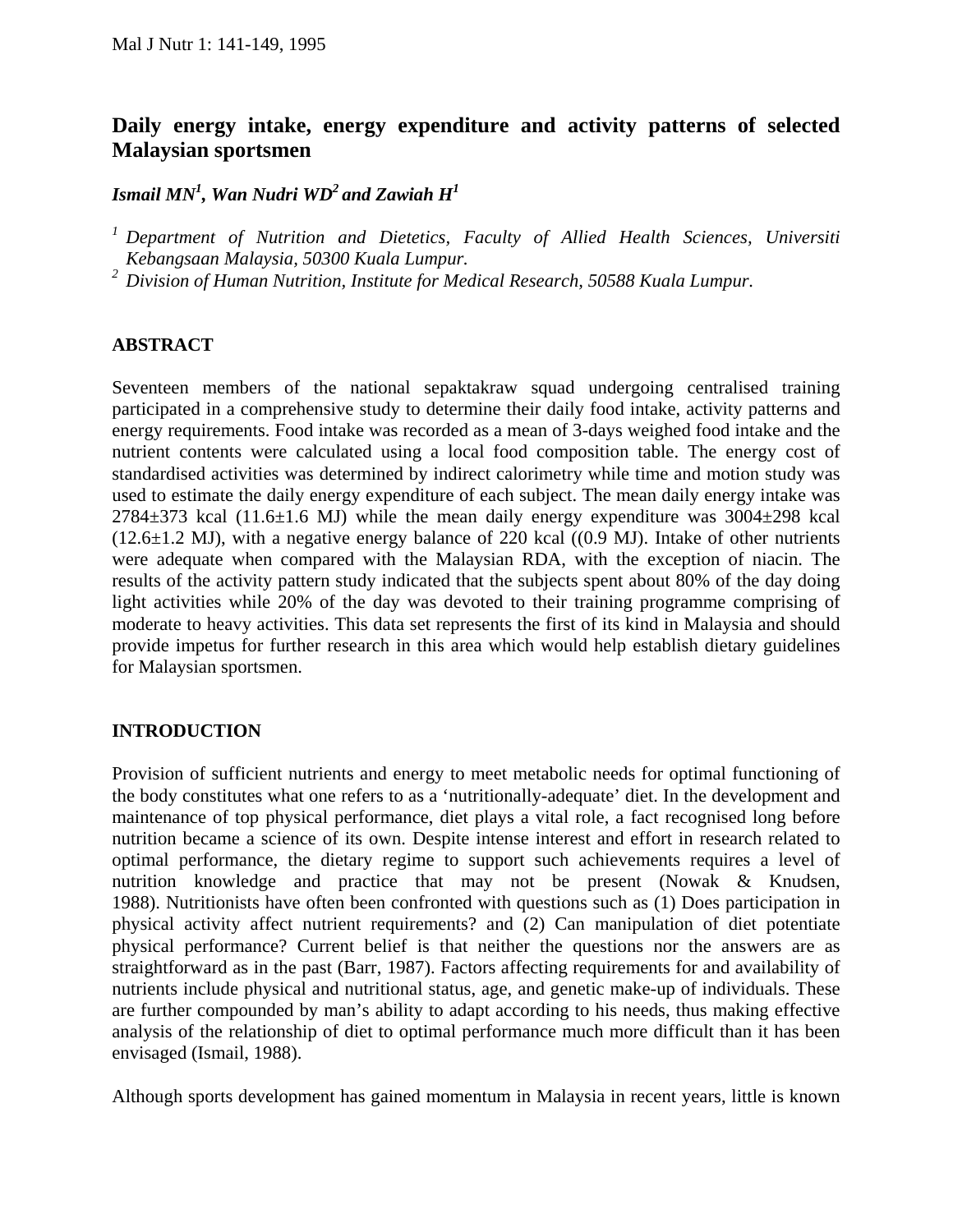# Daily energy intake, energy expenditure and activity patterns of selected Malaysian sportsmen

***Ismail MN[1], Wan Nudri WD[2] and Zawiah H[1]***

[1] *Department of Nutrition and Dietetics, Faculty of Allied Health Sciences, Universiti Kebangsaan Malaysia, 50300 Kuala Lumpur.*

[2] *Division of Human Nutrition, Institute for Medical Research, 50588 Kuala Lumpur.*

## ABSTRACT

Seventeen members of the national sepaktakraw squad undergoing centralised training participated in a comprehensive study to determine their daily food intake, activity patterns and energy requirements. Food intake was recorded as a mean of 3-days weighed food intake and the nutrient contents were calculated using a local food composition table. The energy cost of standardised activities was determined by indirect calorimetry while time and motion study was used to estimate the daily energy expenditure of each subject. The mean daily energy intake was 2784±373 kcal (11.6±1.6 MJ) while the mean daily energy expenditure was 3004±298 kcal (12.6±1.2 MJ), with a negative energy balance of 220 kcal ((0.9 MJ). Intake of other nutrients were adequate when compared with the Malaysian RDA, with the exception of niacin. The results of the activity pattern study indicated that the subjects spent about 80% of the day doing light activities while 20% of the day was devoted to their training programme comprising of moderate to heavy activities. This data set represents the first of its kind in Malaysia and should provide impetus for further research in this area which would help establish dietary guidelines for Malaysian sportsmen.

## INTRODUCTION

Provision of sufficient nutrients and energy to meet metabolic needs for optimal functioning of the body constitutes what one refers to as a 'nutritionally-adequate' diet. In the development and maintenance of top physical performance, diet plays a vital role, a fact recognised long before nutrition became a science of its own. Despite intense interest and effort in research related to optimal performance, the dietary regime to support such achievements requires a level of nutrition knowledge and practice that may not be present (Nowak & Knudsen, 1988). Nutritionists have often been confronted with questions such as (1) Does participation in physical activity affect nutrient requirements? and (2) Can manipulation of diet potentiate physical performance? Current belief is that neither the questions nor the answers are as straightforward as in the past (Barr, 1987). Factors affecting requirements for and availability of nutrients include physical and nutritional status, age, and genetic make-up of individuals. These are further compounded by man's ability to adapt according to his needs, thus making effective analysis of the relationship of diet to optimal performance much more difficult than it has been envisaged (Ismail, 1988).

Although sports development has gained momentum in Malaysia in recent years, little is known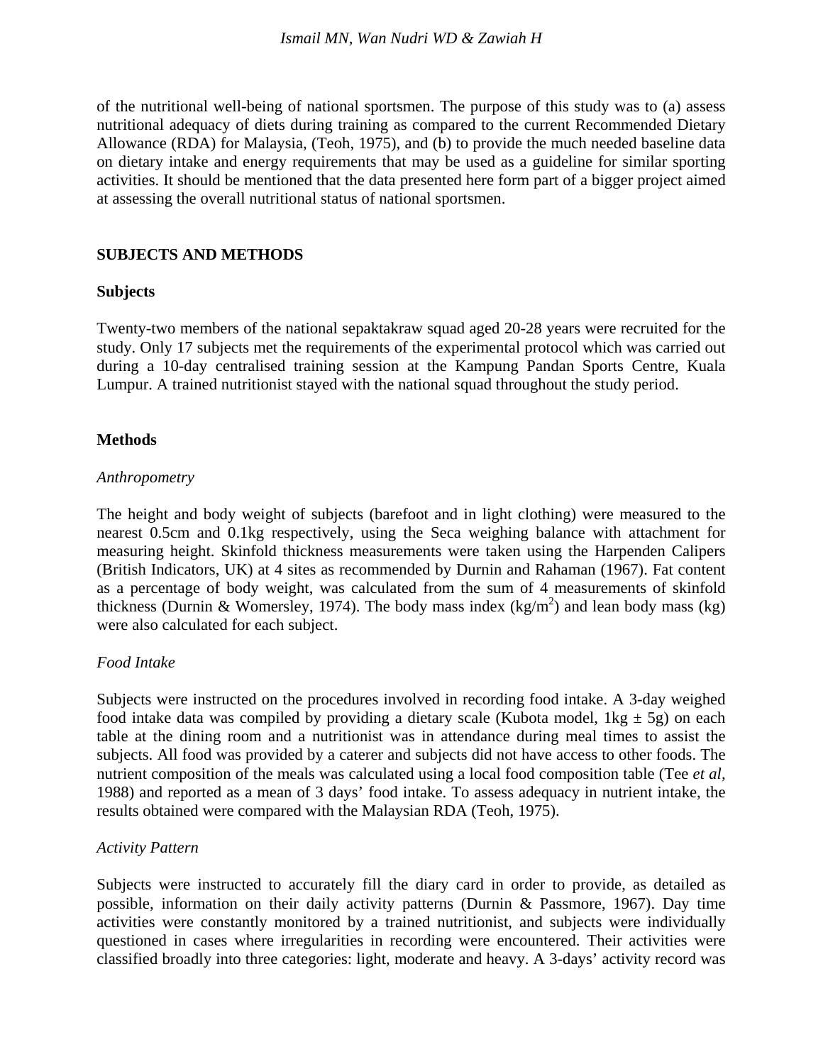of the nutritional well-being of national sportsmen. The purpose of this study was to (a) assess nutritional adequacy of diets during training as compared to the current Recommended Dietary Allowance (RDA) for Malaysia, (Teoh, 1975), and (b) to provide the much needed baseline data on dietary intake and energy requirements that may be used as a guideline for similar sporting activities. It should be mentioned that the data presented here form part of a bigger project aimed at assessing the overall nutritional status of national sportsmen.

## SUBJECTS AND METHODS

### Subjects

Twenty-two members of the national sepaktakraw squad aged 20-28 years were recruited for the study. Only 17 subjects met the requirements of the experimental protocol which was carried out during a 10-day centralised training session at the Kampung Pandan Sports Centre, Kuala Lumpur. A trained nutritionist stayed with the national squad throughout the study period.

### Methods

*Anthropometry*

The height and body weight of subjects (barefoot and in light clothing) were measured to the nearest 0.5cm and 0.1kg respectively, using the Seca weighing balance with attachment for measuring height. Skinfold thickness measurements were taken using the Harpenden Calipers (British Indicators, UK) at 4 sites as recommended by Durnin and Rahaman (1967). Fat content as a percentage of body weight, was calculated from the sum of 4 measurements of skinfold thickness (Durnin & Womersley, 1974). The body mass index ($kg/m^2$) and lean body mass (kg) were also calculated for each subject.

*Food Intake*

Subjects were instructed on the procedures involved in recording food intake. A 3-day weighed food intake data was compiled by providing a dietary scale (Kubota model, 1kg ± 5g) on each table at the dining room and a nutritionist was in attendance during meal times to assist the subjects. All food was provided by a caterer and subjects did not have access to other foods. The nutrient composition of the meals was calculated using a local food composition table (Tee *et al*, 1988) and reported as a mean of 3 days' food intake. To assess adequacy in nutrient intake, the results obtained were compared with the Malaysian RDA (Teoh, 1975).

*Activity Pattern*

Subjects were instructed to accurately fill the diary card in order to provide, as detailed as possible, information on their daily activity patterns (Durnin & Passmore, 1967). Day time activities were constantly monitored by a trained nutritionist, and subjects were individually questioned in cases where irregularities in recording were encountered. Their activities were classified broadly into three categories: light, moderate and heavy. A 3-days' activity record was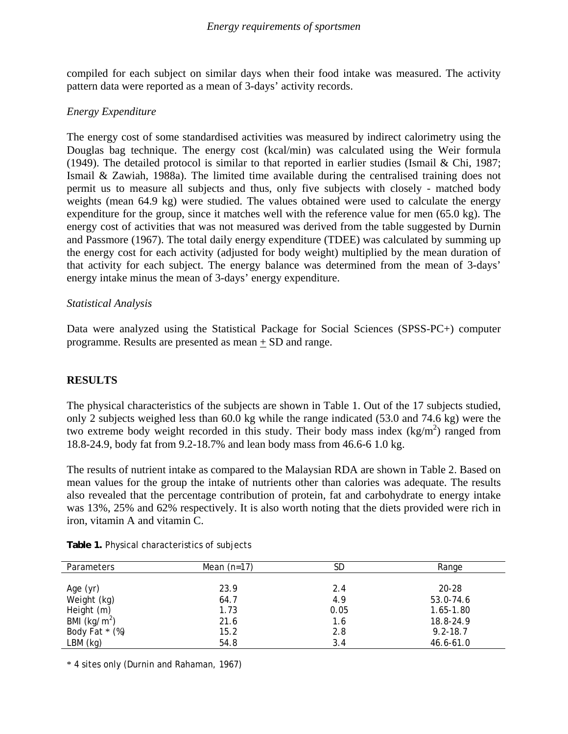compiled for each subject on similar days when their food intake was measured. The activity pattern data were reported as a mean of 3-days' activity records.

*Energy Expenditure*

The energy cost of some standardised activities was measured by indirect calorimetry using the Douglas bag technique. The energy cost (kcal/min) was calculated using the Weir formula (1949). The detailed protocol is similar to that reported in earlier studies (Ismail & Chi, 1987; Ismail & Zawiah, 1988a). The limited time available during the centralised training does not permit us to measure all subjects and thus, only five subjects with closely - matched body weights (mean 64.9 kg) were studied. The values obtained were used to calculate the energy expenditure for the group, since it matches well with the reference value for men (65.0 kg). The energy cost of activities that was not measured was derived from the table suggested by Durnin and Passmore (1967). The total daily energy expenditure (TDEE) was calculated by summing up the energy cost for each activity (adjusted for body weight) multiplied by the mean duration of that activity for each subject. The energy balance was determined from the mean of 3-days' energy intake minus the mean of 3-days' energy expenditure.

*Statistical Analysis*

Data were analyzed using the Statistical Package for Social Sciences (SPSS-PC+) computer programme. Results are presented as mean $\pm$ SD and range.

## RESULTS

The physical characteristics of the subjects are shown in Table 1. Out of the 17 subjects studied, only 2 subjects weighed less than 60.0 kg while the range indicated (53.0 and 74.6 kg) were the two extreme body weight recorded in this study. Their body mass index ($kg/m^2$) ranged from 18.8-24.9, body fat from 9.2-18.7% and lean body mass from 46.6-6 1.0 kg.

The results of nutrient intake as compared to the Malaysian RDA are shown in Table 2. Based on mean values for the group the intake of nutrients other than calories was adequate. The results also revealed that the percentage contribution of protein, fat and carbohydrate to energy intake was 13%, 25% and 62% respectively. It is also worth noting that the diets provided were rich in iron, vitamin A and vitamin C.

**Table 1.** Physical characteristics of subjects

| Parameters | Mean (n=17) | SD | Range |
|---|---|---|---|
| Age (yr) | 23.9 | 2.4 | 20-28 |
| Weight (kg) | 64.7 | 4.9 | 53.0-74.6 |
| Height (m) | 1.73 | 0.05 | 1.65-1.80 |
| BMI ($kg/m^2$) | 21.6 | 1.6 | 18.8-24.9 |
| Body Fat * (%) | 15.2 | 2.8 | 9.2-18.7 |
| LBM (kg) | 54.8 | 3.4 | 46.6-61.0 |

* 4 sites only (Durnin and Rahaman, 1967)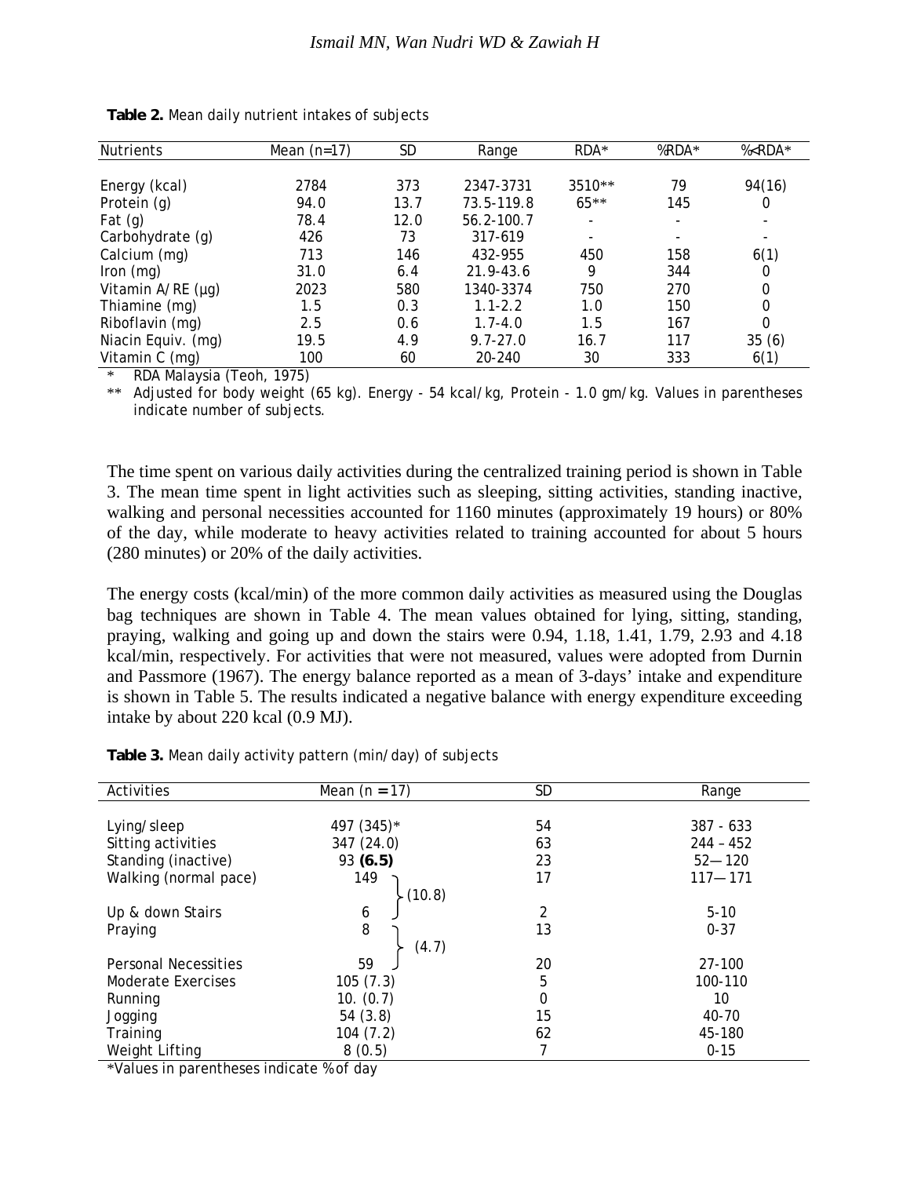**Table 2.** Mean daily nutrient intakes of subjects

| Nutrients | Mean (n=17) | SD | Range | RDA* | %RDA* | %<RDA* |
|---|---|---|---|---|---|---|
| Energy (kcal) | 2784 | 373 | 2347-3731 | 3510** | 79 | 94(16) |
| Protein (g) | 94.0 | 13.7 | 73.5-119.8 | 65** | 145 | 0 |
| Fat (g) | 78.4 | 12.0 | 56.2-100.7 | - | - | - |
| Carbohydrate (g) | 426 | 73 | 317-619 | - | - | - |
| Calcium (mg) | 713 | 146 | 432-955 | 450 | 158 | 6(1) |
| Iron (mg) | 31.0 | 6.4 | 21.9-43.6 | 9 | 344 | 0 |
| Vitamin A/RE (µg) | 2023 | 580 | 1340-3374 | 750 | 270 | 0 |
| Thiamine (mg) | 1.5 | 0.3 | 1.1-2.2 | 1.0 | 150 | 0 |
| Riboflavin (mg) | 2.5 | 0.6 | 1.7-4.0 | 1.5 | 167 | 0 |
| Niacin Equiv. (mg) | 19.5 | 4.9 | 9.7-27.0 | 16.7 | 117 | 35 (6) |
| Vitamin C (mg) | 100 | 60 | 20-240 | 30 | 333 | 6(1) |

\* RDA Malaysia (Teoh, 1975)

** Adjusted for body weight (65 kg). Energy - 54 kcal/kg, Protein - 1.0 gm/kg. Values in parentheses indicate number of subjects.

The time spent on various daily activities during the centralized training period is shown in Table 3. The mean time spent in light activities such as sleeping, sitting activities, standing inactive, walking and personal necessities accounted for 1160 minutes (approximately 19 hours) or 80% of the day, while moderate to heavy activities related to training accounted for about 5 hours (280 minutes) or 20% of the daily activities.

The energy costs (kcal/min) of the more common daily activities as measured using the Douglas bag techniques are shown in Table 4. The mean values obtained for lying, sitting, standing, praying, walking and going up and down the stairs were 0.94, 1.18, 1.41, 1.79, 2.93 and 4.18 kcal/min, respectively. For activities that were not measured, values were adopted from Durnin and Passmore (1967). The energy balance reported as a mean of 3-days' intake and expenditure is shown in Table 5. The results indicated a negative balance with energy expenditure exceeding intake by about 220 kcal (0.9 MJ).

**Table 3.** Mean daily activity pattern (min/day) of subjects

| Activities | Mean (n = 17) | SD | Range |
|---|---|---|---|
| Lying/sleep | 497 (345)* | 54 | 387 - 633 |
| Sitting activities | 347 (24.0) | 63 | 244 – 452 |
| Standing (inactive) | 93 **(6.5)** | 23 | 52— 120 |
| Walking (normal pace) | 149 } (10.8) | 17 | 117— 171 |
| Up & down Stairs | 6 | 2 | 5-10 |
| Praying | 8 } (4.7) | 13 | 0-37 |
| Personal Necessities | 59 | 20 | 27-100 |
| Moderate Exercises | 105 (7.3) | 5 | 100-110 |
| Running | 10. (0.7) | 0 | 10 |
| Jogging | 54 (3.8) | 15 | 40-70 |
| Training | 104 (7.2) | 62 | 45-180 |
| Weight Lifting | 8 (0.5) | 7 | 0-15 |

*Values in parentheses indicate % of day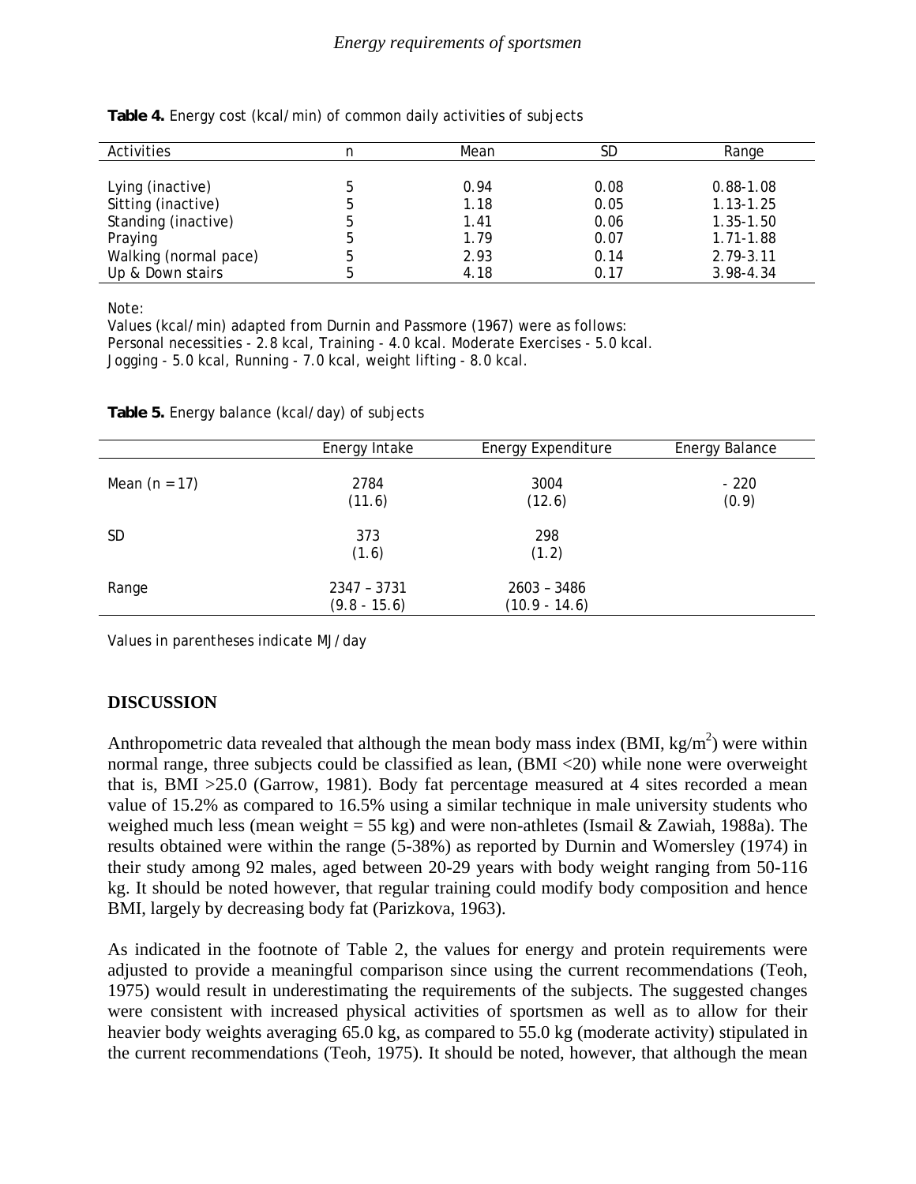**Table 4.** Energy cost (kcal/min) of common daily activities of subjects

| Activities | n | Mean | SD | Range |
|---|---|---|---|---|
| Lying (inactive) | 5 | 0.94 | 0.08 | 0.88-1.08 |
| Sitting (inactive) | 5 | 1.18 | 0.05 | 1.13-1.25 |
| Standing (inactive) | 5 | 1.41 | 0.06 | 1.35-1.50 |
| Praying | 5 | 1.79 | 0.07 | 1.71-1.88 |
| Walking (normal pace) | 5 | 2.93 | 0.14 | 2.79-3.11 |
| Up & Down stairs | 5 | 4.18 | 0.17 | 3.98-4.34 |

Note:
Values (kcal/min) adapted from Durnin and Passmore (1967) were as follows:
Personal necessities - 2.8 kcal, Training - 4.0 kcal. Moderate Exercises - 5.0 kcal.
Jogging - 5.0 kcal, Running - 7.0 kcal, weight lifting - 8.0 kcal.

**Table 5.** Energy balance (kcal/day) of subjects

| | Energy Intake | Energy Expenditure | Energy Balance |
|---|---|---|---|
| Mean (n = 17) | 2784 (11.6) | 3004 (12.6) | - 220 (0.9) |
| SD | 373 (1.6) | 298 (1.2) | |
| Range | 2347 – 3731 (9.8 - 15.6) | 2603 – 3486 (10.9 - 14.6) | |

Values in parentheses indicate MJ/day

## DISCUSSION

Anthropometric data revealed that although the mean body mass index (BMI, $kg/m^2$) were within normal range, three subjects could be classified as lean, (BMI <20) while none were overweight that is, BMI >25.0 (Garrow, 1981). Body fat percentage measured at 4 sites recorded a mean value of 15.2% as compared to 16.5% using a similar technique in male university students who weighed much less (mean weight = 55 kg) and were non-athletes (Ismail & Zawiah, 1988a). The results obtained were within the range (5-38%) as reported by Durnin and Womersley (1974) in their study among 92 males, aged between 20-29 years with body weight ranging from 50-116 kg. It should be noted however, that regular training could modify body composition and hence BMI, largely by decreasing body fat (Parizkova, 1963).

As indicated in the footnote of Table 2, the values for energy and protein requirements were adjusted to provide a meaningful comparison since using the current recommendations (Teoh, 1975) would result in underestimating the requirements of the subjects. The suggested changes were consistent with increased physical activities of sportsmen as well as to allow for their heavier body weights averaging 65.0 kg, as compared to 55.0 kg (moderate activity) stipulated in the current recommendations (Teoh, 1975). It should be noted, however, that although the mean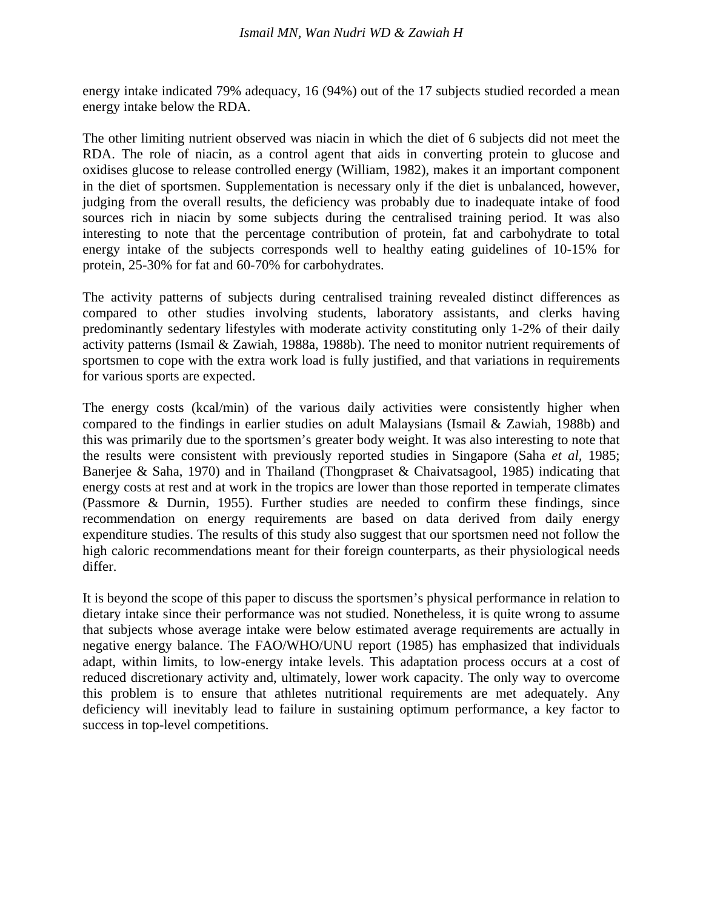energy intake indicated 79% adequacy, 16 (94%) out of the 17 subjects studied recorded a mean energy intake below the RDA.

The other limiting nutrient observed was niacin in which the diet of 6 subjects did not meet the RDA. The role of niacin, as a control agent that aids in converting protein to glucose and oxidises glucose to release controlled energy (William, 1982), makes it an important component in the diet of sportsmen. Supplementation is necessary only if the diet is unbalanced, however, judging from the overall results, the deficiency was probably due to inadequate intake of food sources rich in niacin by some subjects during the centralised training period. It was also interesting to note that the percentage contribution of protein, fat and carbohydrate to total energy intake of the subjects corresponds well to healthy eating guidelines of 10-15% for protein, 25-30% for fat and 60-70% for carbohydrates.

The activity patterns of subjects during centralised training revealed distinct differences as compared to other studies involving students, laboratory assistants, and clerks having predominantly sedentary lifestyles with moderate activity constituting only 1-2% of their daily activity patterns (Ismail & Zawiah, 1988a, 1988b). The need to monitor nutrient requirements of sportsmen to cope with the extra work load is fully justified, and that variations in requirements for various sports are expected.

The energy costs (kcal/min) of the various daily activities were consistently higher when compared to the findings in earlier studies on adult Malaysians (Ismail & Zawiah, 1988b) and this was primarily due to the sportsmen's greater body weight. It was also interesting to note that the results were consistent with previously reported studies in Singapore (Saha *et al*, 1985; Banerjee & Saha, 1970) and in Thailand (Thongpraset & Chaivatsagool, 1985) indicating that energy costs at rest and at work in the tropics are lower than those reported in temperate climates (Passmore & Durnin, 1955). Further studies are needed to confirm these findings, since recommendation on energy requirements are based on data derived from daily energy expenditure studies. The results of this study also suggest that our sportsmen need not follow the high caloric recommendations meant for their foreign counterparts, as their physiological needs differ.

It is beyond the scope of this paper to discuss the sportsmen's physical performance in relation to dietary intake since their performance was not studied. Nonetheless, it is quite wrong to assume that subjects whose average intake were below estimated average requirements are actually in negative energy balance. The FAO/WHO/UNU report (1985) has emphasized that individuals adapt, within limits, to low-energy intake levels. This adaptation process occurs at a cost of reduced discretionary activity and, ultimately, lower work capacity. The only way to overcome this problem is to ensure that athletes nutritional requirements are met adequately. Any deficiency will inevitably lead to failure in sustaining optimum performance, a key factor to success in top-level competitions.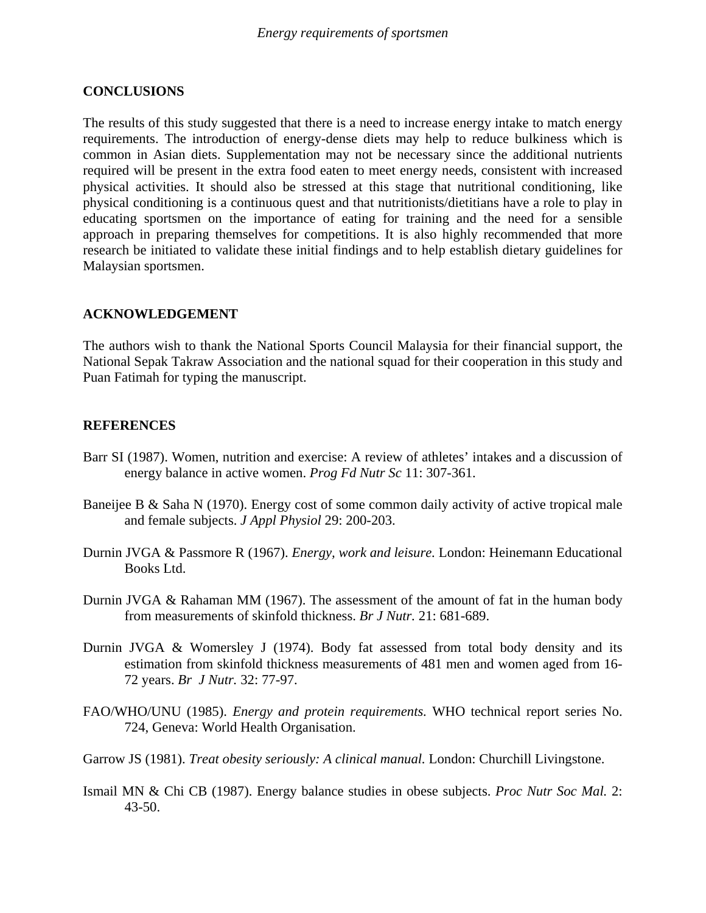## CONCLUSIONS

The results of this study suggested that there is a need to increase energy intake to match energy requirements. The introduction of energy-dense diets may help to reduce bulkiness which is common in Asian diets. Supplementation may not be necessary since the additional nutrients required will be present in the extra food eaten to meet energy needs, consistent with increased physical activities. It should also be stressed at this stage that nutritional conditioning, like physical conditioning is a continuous quest and that nutritionists/dietitians have a role to play in educating sportsmen on the importance of eating for training and the need for a sensible approach in preparing themselves for competitions. It is also highly recommended that more research be initiated to validate these initial findings and to help establish dietary guidelines for Malaysian sportsmen.

## ACKNOWLEDGEMENT

The authors wish to thank the National Sports Council Malaysia for their financial support, the National Sepak Takraw Association and the national squad for their cooperation in this study and Puan Fatimah for typing the manuscript.

## REFERENCES

Barr SI (1987). Women, nutrition and exercise: A review of athletes' intakes and a discussion of energy balance in active women. *Prog Fd Nutr Sc* 11: 307-361.

Baneijee B & Saha N (1970). Energy cost of some common daily activity of active tropical male and female subjects. *J Appl Physiol* 29: 200-203.

Durnin JVGA & Passmore R (1967). *Energy, work and leisure.* London: Heinemann Educational Books Ltd.

Durnin JVGA & Rahaman MM (1967). The assessment of the amount of fat in the human body from measurements of skinfold thickness. *Br J Nutr.* 21: 681-689.

Durnin JVGA & Womersley J (1974). Body fat assessed from total body density and its estimation from skinfold thickness measurements of 481 men and women aged from 16-72 years. *Br J Nutr.* 32: 77-97.

FAO/WHO/UNU (1985). *Energy and protein requirements.* WHO technical report series No. 724, Geneva: World Health Organisation.

Garrow JS (1981). *Treat obesity seriously: A clinical manual.* London: Churchill Livingstone.

Ismail MN & Chi CB (1987). Energy balance studies in obese subjects. *Proc Nutr Soc Mal.* 2: 43-50.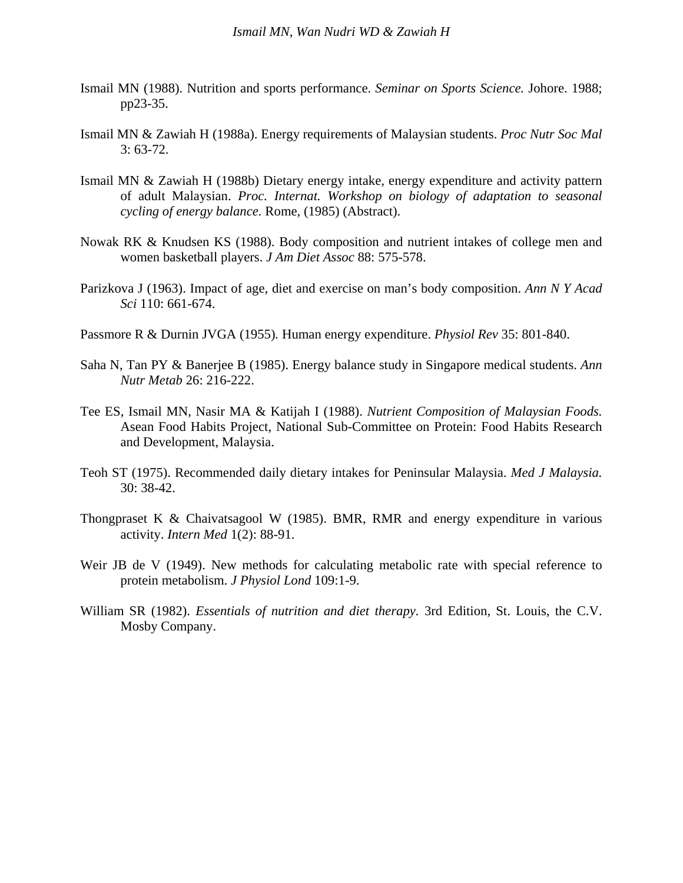Ismail MN (1988). Nutrition and sports performance. *Seminar on Sports Science.* Johore. 1988; pp23-35.

Ismail MN & Zawiah H (1988a). Energy requirements of Malaysian students. *Proc Nutr Soc Mal* 3: 63-72.

Ismail MN & Zawiah H (1988b) Dietary energy intake, energy expenditure and activity pattern of adult Malaysian. *Proc. Internat. Workshop on biology of adaptation to seasonal cycling of energy balance.* Rome, (1985) (Abstract).

Nowak RK & Knudsen KS (1988). Body composition and nutrient intakes of college men and women basketball players. *J Am Diet Assoc* 88: 575-578.

Parizkova J (1963). Impact of age, diet and exercise on man's body composition. *Ann N Y Acad Sci* 110: 661-674.

Passmore R & Durnin JVGA (1955). Human energy expenditure. *Physiol Rev* 35: 801-840.

Saha N, Tan PY & Banerjee B (1985). Energy balance study in Singapore medical students. *Ann Nutr Metab* 26: 216-222.

Tee ES, Ismail MN, Nasir MA & Katijah I (1988). *Nutrient Composition of Malaysian Foods.* Asean Food Habits Project, National Sub-Committee on Protein: Food Habits Research and Development, Malaysia.

Teoh ST (1975). Recommended daily dietary intakes for Peninsular Malaysia. *Med J Malaysia.* 30: 38-42.

Thongpraset K & Chaivatsagool W (1985). BMR, RMR and energy expenditure in various activity. *Intern Med* 1(2): 88-91.

Weir JB de V (1949). New methods for calculating metabolic rate with special reference to protein metabolism. *J Physiol Lond* 109:1-9.

William SR (1982). *Essentials of nutrition and diet therapy.* 3rd Edition, St. Louis, the C.V. Mosby Company.